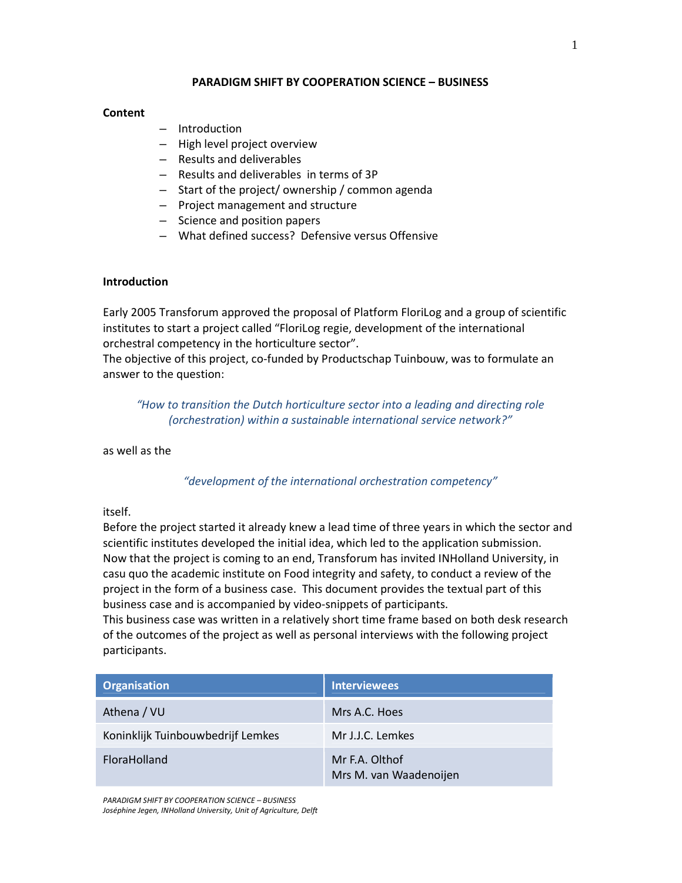# PARADIGM SHIFT BY COOPERATION SCIENCE – BUSINESS

**Content**

- Introduction
- High level project overview
- Results and deliverables
- Results and deliverables in terms of 3P
- Start of the project/ ownership / common agenda
- Project management and structure
- Science and position papers
- What defined success? Defensive versus Offensive

## Introduction

Early 2005 Transforum approved the proposal of Platform FloriLog and a group of scientific institutes to start a project called "FloriLog regie, development of the international orchestral competency in the horticulture sector".
The objective of this project, co-funded by Productschap Tuinbouw, was to formulate an answer to the question:

*"How to transition the Dutch horticulture sector into a leading and directing role (orchestration) within a sustainable international service network?"*

as well as the

*"development of the international orchestration competency"*

itself.
Before the project started it already knew a lead time of three years in which the sector and scientific institutes developed the initial idea, which led to the application submission.
Now that the project is coming to an end, Transforum has invited INHolland University, in casu quo the academic institute on Food integrity and safety, to conduct a review of the project in the form of a business case. This document provides the textual part of this business case and is accompanied by video-snippets of participants.
This business case was written in a relatively short time frame based on both desk research of the outcomes of the project as well as personal interviews with the following project participants.

| Organisation | Interviewees |
| --- | --- |
| Athena / VU | Mrs A.C. Hoes |
| Koninklijk Tuinbouwbedrijf Lemkes | Mr J.J.C. Lemkes |
| FloraHolland | Mr F.A. Olthof<br>Mrs M. van Waadenoijen |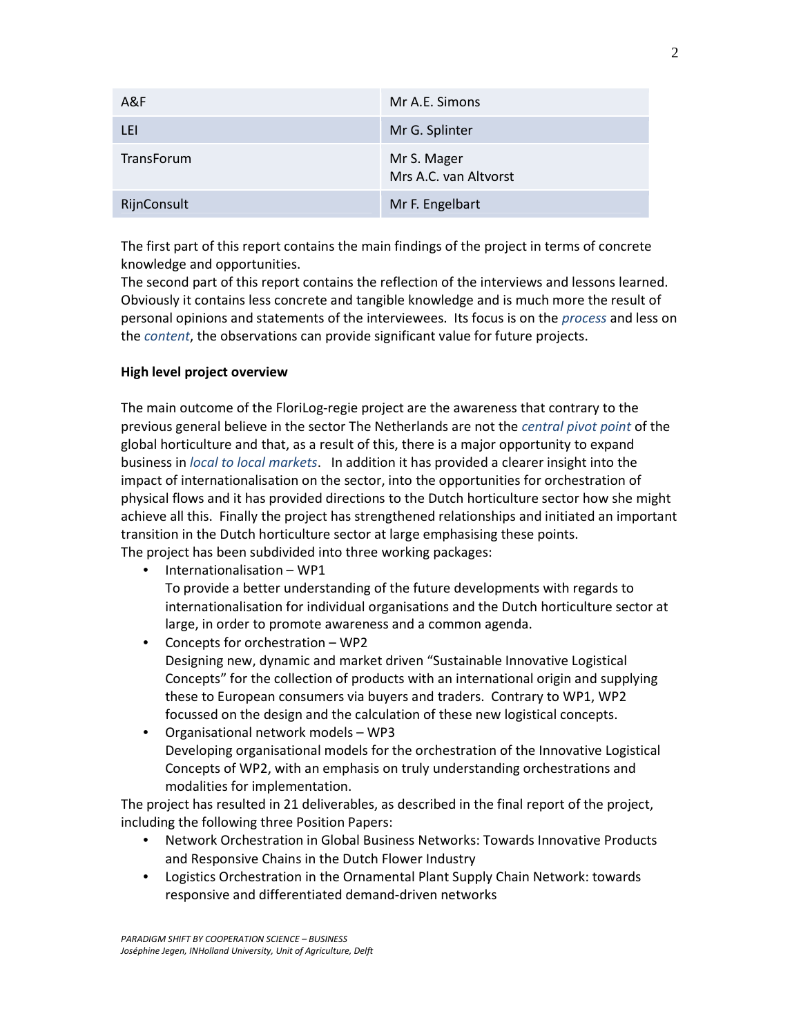| A&F | Mr A.E. Simons |
| --- | --- |
| LEI | Mr G. Splinter |
| TransForum | Mr S. Mager<br>Mrs A.C. van Altvorst |
| RijnConsult | Mr F. Engelbart |

The first part of this report contains the main findings of the project in terms of concrete knowledge and opportunities.
The second part of this report contains the reflection of the interviews and lessons learned. Obviously it contains less concrete and tangible knowledge and is much more the result of personal opinions and statements of the interviewees. Its focus is on the *process* and less on the *content*, the observations can provide significant value for future projects.

**High level project overview**

The main outcome of the FloriLog-regie project are the awareness that contrary to the previous general believe in the sector The Netherlands are not the *central pivot point* of the global horticulture and that, as a result of this, there is a major opportunity to expand business in *local to local markets*. In addition it has provided a clearer insight into the impact of internationalisation on the sector, into the opportunities for orchestration of physical flows and it has provided directions to the Dutch horticulture sector how she might achieve all this. Finally the project has strengthened relationships and initiated an important transition in the Dutch horticulture sector at large emphasising these points.
The project has been subdivided into three working packages:

- Internationalisation – WP1
  To provide a better understanding of the future developments with regards to internationalisation for individual organisations and the Dutch horticulture sector at large, in order to promote awareness and a common agenda.
- Concepts for orchestration – WP2
  Designing new, dynamic and market driven "Sustainable Innovative Logistical Concepts" for the collection of products with an international origin and supplying these to European consumers via buyers and traders. Contrary to WP1, WP2 focussed on the design and the calculation of these new logistical concepts.
- Organisational network models – WP3
  Developing organisational models for the orchestration of the Innovative Logistical Concepts of WP2, with an emphasis on truly understanding orchestrations and modalities for implementation.

The project has resulted in 21 deliverables, as described in the final report of the project, including the following three Position Papers:

- Network Orchestration in Global Business Networks: Towards Innovative Products and Responsive Chains in the Dutch Flower Industry
- Logistics Orchestration in the Ornamental Plant Supply Chain Network: towards responsive and differentiated demand-driven networks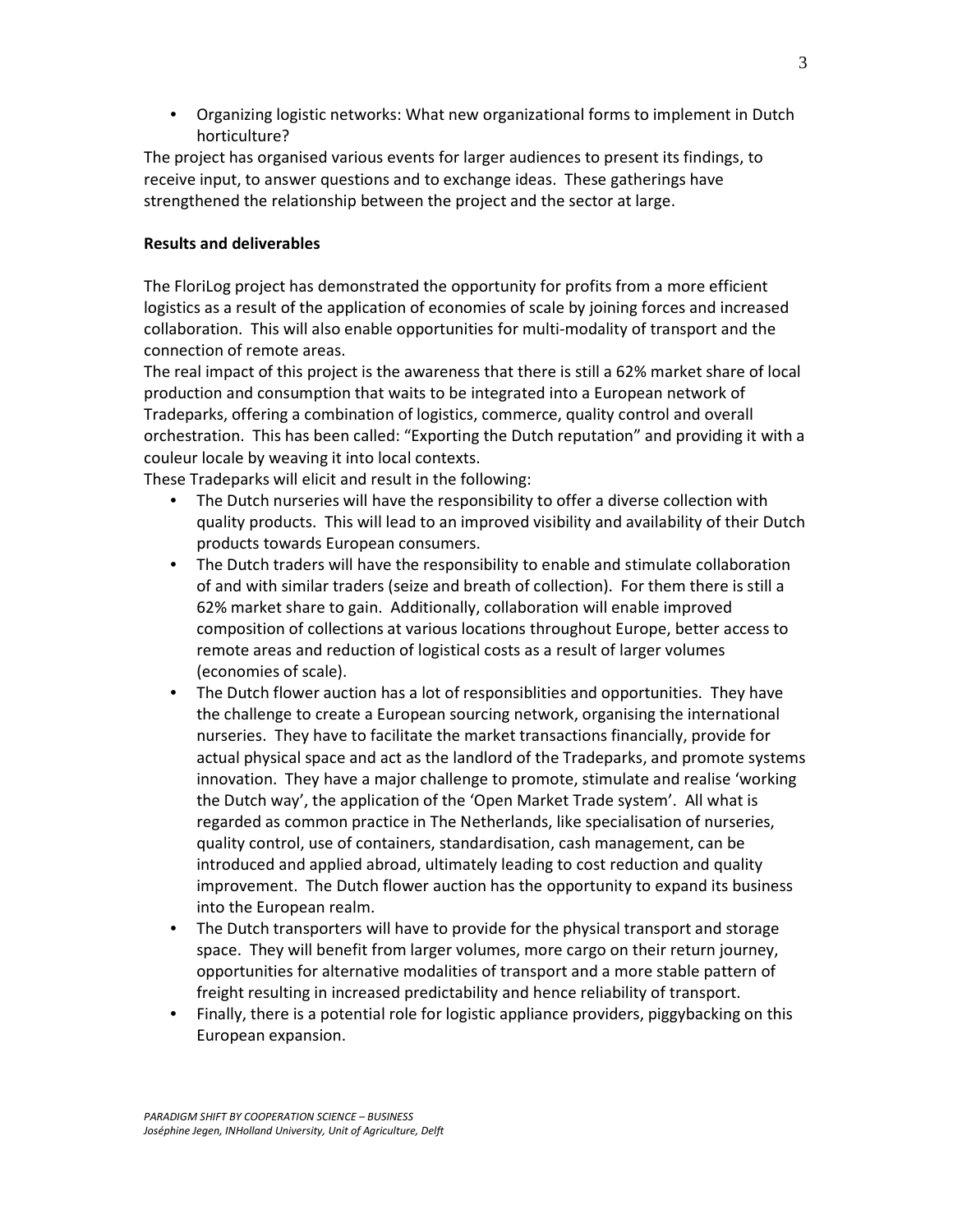- Organizing logistic networks: What new organizational forms to implement in Dutch horticulture?

The project has organised various events for larger audiences to present its findings, to receive input, to answer questions and to exchange ideas. These gatherings have strengthened the relationship between the project and the sector at large.

**Results and deliverables**

The FloriLog project has demonstrated the opportunity for profits from a more efficient logistics as a result of the application of economies of scale by joining forces and increased collaboration. This will also enable opportunities for multi-modality of transport and the connection of remote areas.

The real impact of this project is the awareness that there is still a 62% market share of local production and consumption that waits to be integrated into a European network of Tradeparks, offering a combination of logistics, commerce, quality control and overall orchestration. This has been called: "Exporting the Dutch reputation" and providing it with a couleur locale by weaving it into local contexts.

These Tradeparks will elicit and result in the following:

- The Dutch nurseries will have the responsibility to offer a diverse collection with quality products. This will lead to an improved visibility and availability of their Dutch products towards European consumers.
- The Dutch traders will have the responsibility to enable and stimulate collaboration of and with similar traders (seize and breath of collection). For them there is still a 62% market share to gain. Additionally, collaboration will enable improved composition of collections at various locations throughout Europe, better access to remote areas and reduction of logistical costs as a result of larger volumes (economies of scale).
- The Dutch flower auction has a lot of responsiblities and opportunities. They have the challenge to create a European sourcing network, organising the international nurseries. They have to facilitate the market transactions financially, provide for actual physical space and act as the landlord of the Tradeparks, and promote systems innovation. They have a major challenge to promote, stimulate and realise 'working the Dutch way', the application of the 'Open Market Trade system'. All what is regarded as common practice in The Netherlands, like specialisation of nurseries, quality control, use of containers, standardisation, cash management, can be introduced and applied abroad, ultimately leading to cost reduction and quality improvement. The Dutch flower auction has the opportunity to expand its business into the European realm.
- The Dutch transporters will have to provide for the physical transport and storage space. They will benefit from larger volumes, more cargo on their return journey, opportunities for alternative modalities of transport and a more stable pattern of freight resulting in increased predictability and hence reliability of transport.
- Finally, there is a potential role for logistic appliance providers, piggybacking on this European expansion.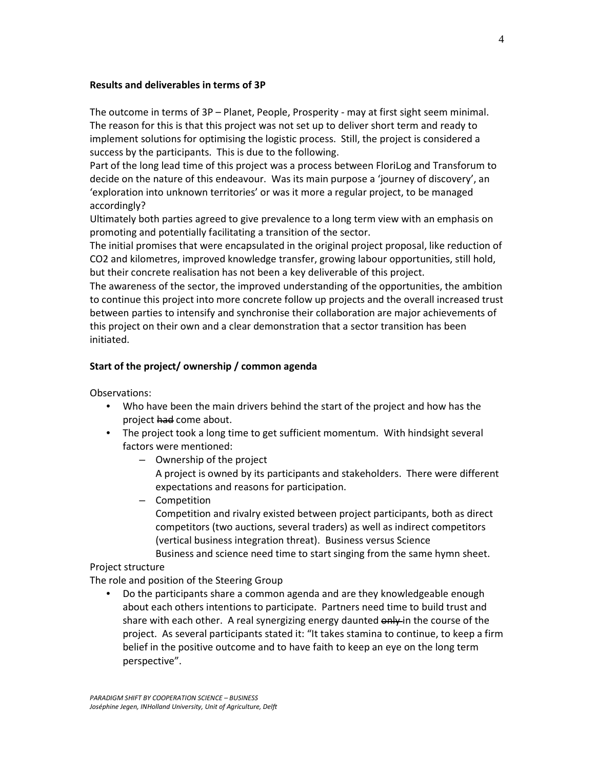**Results and deliverables in terms of 3P**

The outcome in terms of 3P – Planet, People, Prosperity - may at first sight seem minimal. The reason for this is that this project was not set up to deliver short term and ready to implement solutions for optimising the logistic process. Still, the project is considered a success by the participants. This is due to the following.

Part of the long lead time of this project was a process between FloriLog and Transforum to decide on the nature of this endeavour. Was its main purpose a 'journey of discovery', an 'exploration into unknown territories' or was it more a regular project, to be managed accordingly?

Ultimately both parties agreed to give prevalence to a long term view with an emphasis on promoting and potentially facilitating a transition of the sector.

The initial promises that were encapsulated in the original project proposal, like reduction of $CO_2$ and kilometres, improved knowledge transfer, growing labour opportunities, still hold, but their concrete realisation has not been a key deliverable of this project.

The awareness of the sector, the improved understanding of the opportunities, the ambition to continue this project into more concrete follow up projects and the overall increased trust between parties to intensify and synchronise their collaboration are major achievements of this project on their own and a clear demonstration that a sector transition has been initiated.

**Start of the project/ ownership / common agenda**

Observations:

- Who have been the main drivers behind the start of the project and how has the project ~~had~~ come about.
- The project took a long time to get sufficient momentum. With hindsight several factors were mentioned:
  - Ownership of the project
    A project is owned by its participants and stakeholders. There were different expectations and reasons for participation.
  - Competition
    Competition and rivalry existed between project participants, both as direct competitors (two auctions, several traders) as well as indirect competitors (vertical business integration threat). Business versus Science
    Business and science need time to start singing from the same hymn sheet.

Project structure

The role and position of the Steering Group

- Do the participants share a common agenda and are they knowledgeable enough about each others intentions to participate. Partners need time to build trust and share with each other. A real synergizing energy daunted ~~only~~ in the course of the project. As several participants stated it: "It takes stamina to continue, to keep a firm belief in the positive outcome and to have faith to keep an eye on the long term perspective".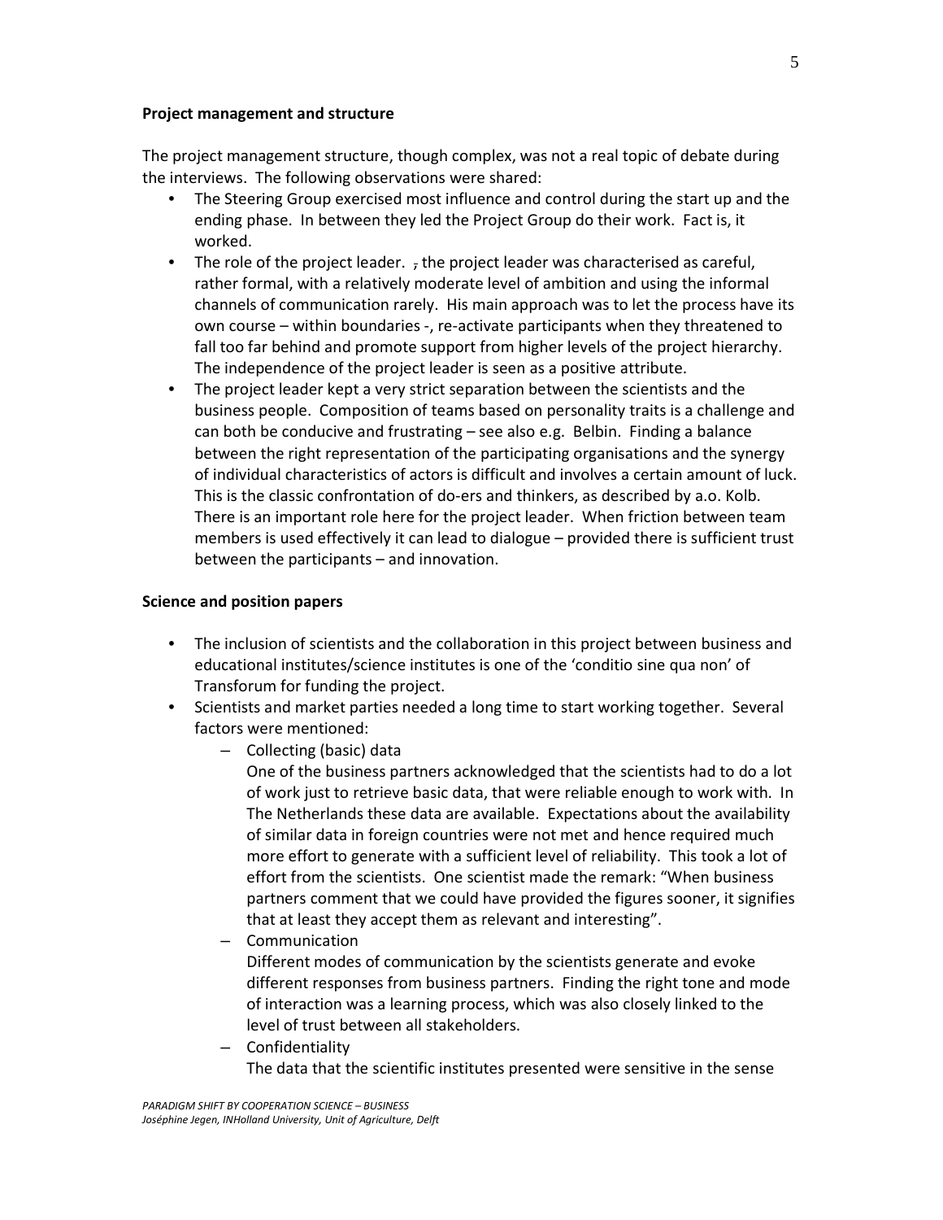**Project management and structure**

The project management structure, though complex, was not a real topic of debate during the interviews. The following observations were shared:

- The Steering Group exercised most influence and control during the start up and the ending phase. In between they led the Project Group do their work. Fact is, it worked.
- The role of the project leader. ~~,~~ the project leader was characterised as careful, rather formal, with a relatively moderate level of ambition and using the informal channels of communication rarely. His main approach was to let the process have its own course – within boundaries -, re-activate participants when they threatened to fall too far behind and promote support from higher levels of the project hierarchy. The independence of the project leader is seen as a positive attribute.
- The project leader kept a very strict separation between the scientists and the business people. Composition of teams based on personality traits is a challenge and can both be conducive and frustrating – see also e.g. Belbin. Finding a balance between the right representation of the participating organisations and the synergy of individual characteristics of actors is difficult and involves a certain amount of luck. This is the classic confrontation of do-ers and thinkers, as described by a.o. Kolb. There is an important role here for the project leader. When friction between team members is used effectively it can lead to dialogue – provided there is sufficient trust between the participants – and innovation.

**Science and position papers**

- The inclusion of scientists and the collaboration in this project between business and educational institutes/science institutes is one of the 'conditio sine qua non' of Transforum for funding the project.
- Scientists and market parties needed a long time to start working together. Several factors were mentioned:
  - Collecting (basic) data
    One of the business partners acknowledged that the scientists had to do a lot of work just to retrieve basic data, that were reliable enough to work with. In The Netherlands these data are available. Expectations about the availability of similar data in foreign countries were not met and hence required much more effort to generate with a sufficient level of reliability. This took a lot of effort from the scientists. One scientist made the remark: "When business partners comment that we could have provided the figures sooner, it signifies that at least they accept them as relevant and interesting".
  - Communication
    Different modes of communication by the scientists generate and evoke different responses from business partners. Finding the right tone and mode of interaction was a learning process, which was also closely linked to the level of trust between all stakeholders.
  - Confidentiality
    The data that the scientific institutes presented were sensitive in the sense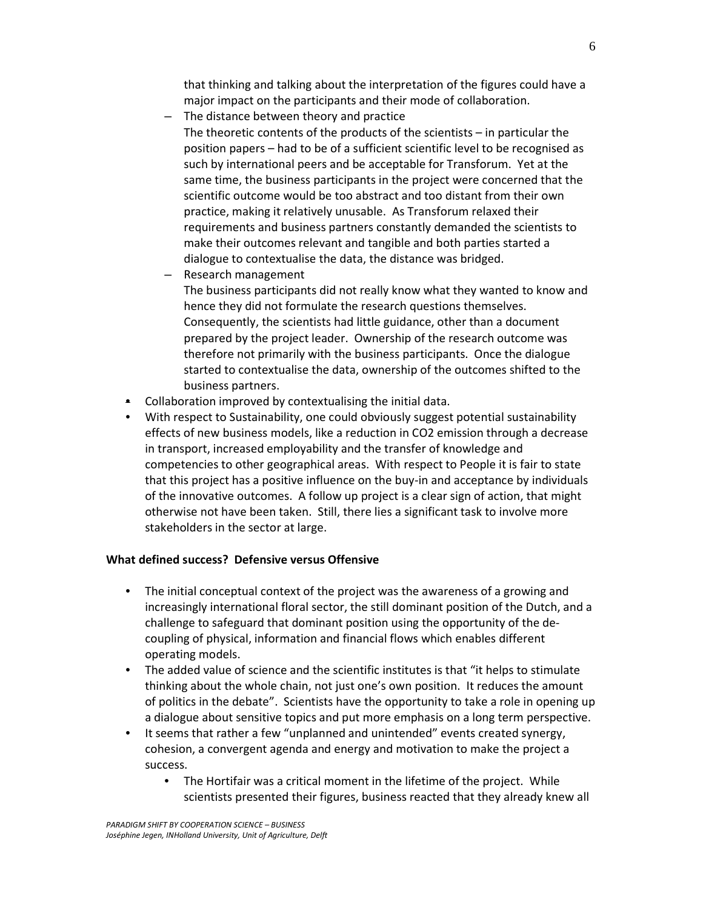that thinking and talking about the interpretation of the figures could have a major impact on the participants and their mode of collaboration.

  - The distance between theory and practice

    The theoretic contents of the products of the scientists – in particular the position papers – had to be of a sufficient scientific level to be recognised as such by international peers and be acceptable for Transforum. Yet at the same time, the business participants in the project were concerned that the scientific outcome would be too abstract and too distant from their own practice, making it relatively unusable. As Transforum relaxed their requirements and business partners constantly demanded the scientists to make their outcomes relevant and tangible and both parties started a dialogue to contextualise the data, the distance was bridged.

  - Research management

    The business participants did not really know what they wanted to know and hence they did not formulate the research questions themselves. Consequently, the scientists had little guidance, other than a document prepared by the project leader. Ownership of the research outcome was therefore not primarily with the business participants. Once the dialogue started to contextualise the data, ownership of the outcomes shifted to the business partners.

- Collaboration improved by contextualising the initial data.
- With respect to Sustainability, one could obviously suggest potential sustainability effects of new business models, like a reduction in CO2 emission through a decrease in transport, increased employability and the transfer of knowledge and competencies to other geographical areas. With respect to People it is fair to state that this project has a positive influence on the buy-in and acceptance by individuals of the innovative outcomes. A follow up project is a clear sign of action, that might otherwise not have been taken. Still, there lies a significant task to involve more stakeholders in the sector at large.

**What defined success? Defensive versus Offensive**

- The initial conceptual context of the project was the awareness of a growing and increasingly international floral sector, the still dominant position of the Dutch, and a challenge to safeguard that dominant position using the opportunity of the de-coupling of physical, information and financial flows which enables different operating models.
- The added value of science and the scientific institutes is that "it helps to stimulate thinking about the whole chain, not just one's own position. It reduces the amount of politics in the debate". Scientists have the opportunity to take a role in opening up a dialogue about sensitive topics and put more emphasis on a long term perspective.
- It seems that rather a few "unplanned and unintended" events created synergy, cohesion, a convergent agenda and energy and motivation to make the project a success.
  - The Hortifair was a critical moment in the lifetime of the project. While scientists presented their figures, business reacted that they already knew all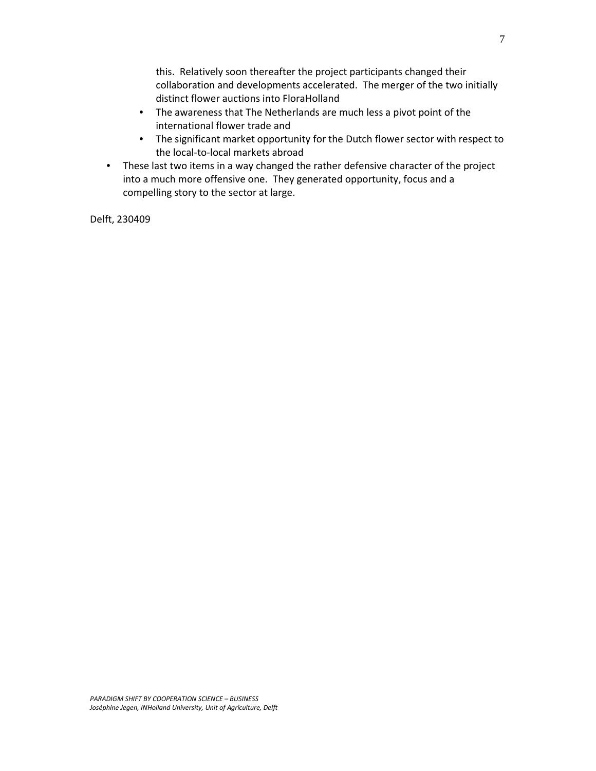this. Relatively soon thereafter the project participants changed their collaboration and developments accelerated. The merger of the two initially distinct flower auctions into FloraHolland
  - The awareness that The Netherlands are much less a pivot point of the international flower trade and
  - The significant market opportunity for the Dutch flower sector with respect to the local-to-local markets abroad
- These last two items in a way changed the rather defensive character of the project into a much more offensive one. They generated opportunity, focus and a compelling story to the sector at large.

Delft, 230409